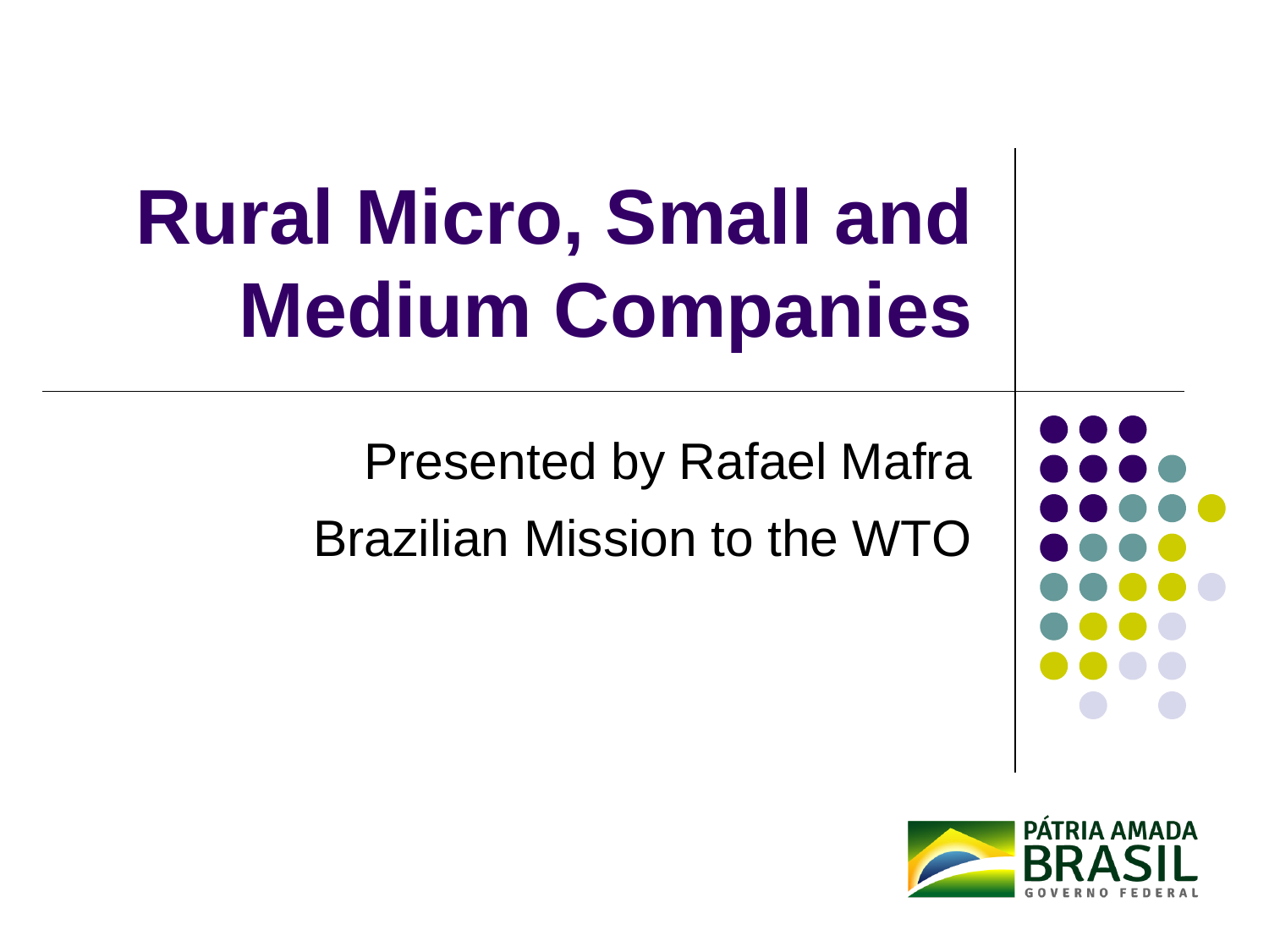# Rural Micro, Small and Medium Companies

Presented by Rafael Mafra

Brazilian Mission to the WTO

PÁTRIA AMADA BRASIL

GOVERNO FEDERAL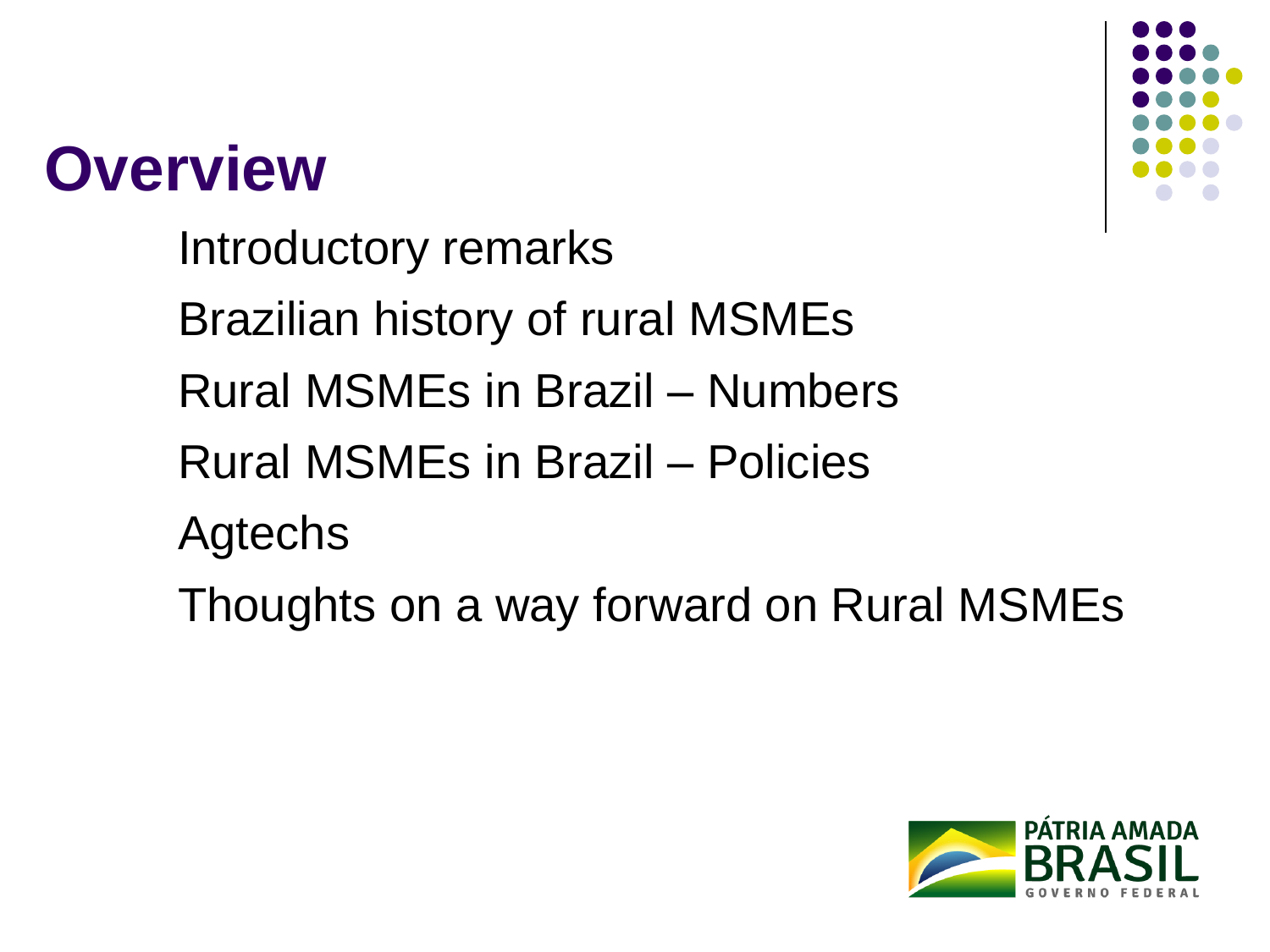# Overview

- Introductory remarks
- Brazilian history of rural MSMEs
- Rural MSMEs in Brazil – Numbers
- Rural MSMEs in Brazil – Policies
- Agtechs
- Thoughts on a way forward on Rural MSMEs

PÁTRIA AMADA BRASIL GOVERNO FEDERAL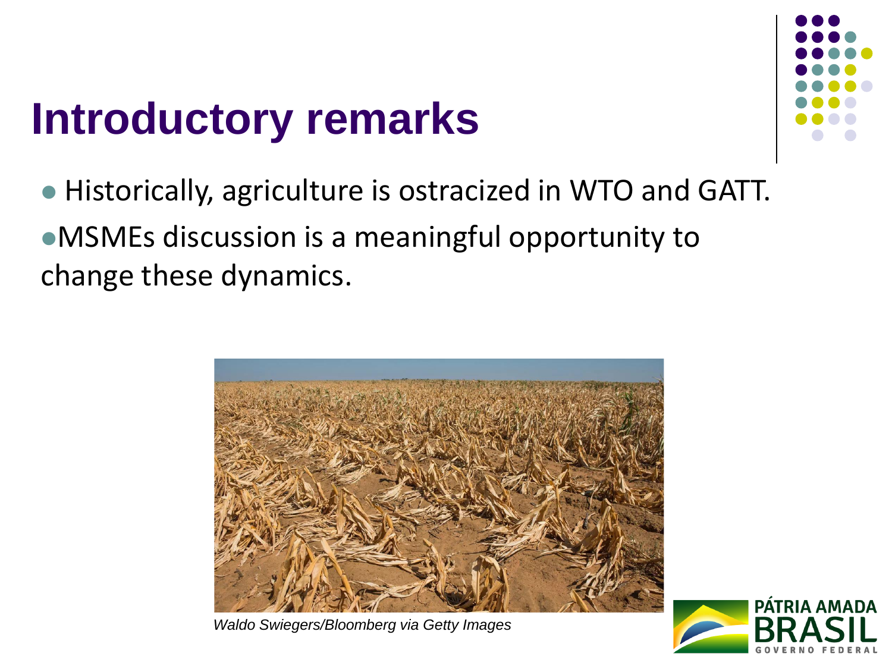# Introductory remarks

- Historically, agriculture is ostracized in WTO and GATT.
- MSMEs discussion is a meaningful opportunity to change these dynamics.

*Waldo Swiegers/Bloomberg via Getty Images*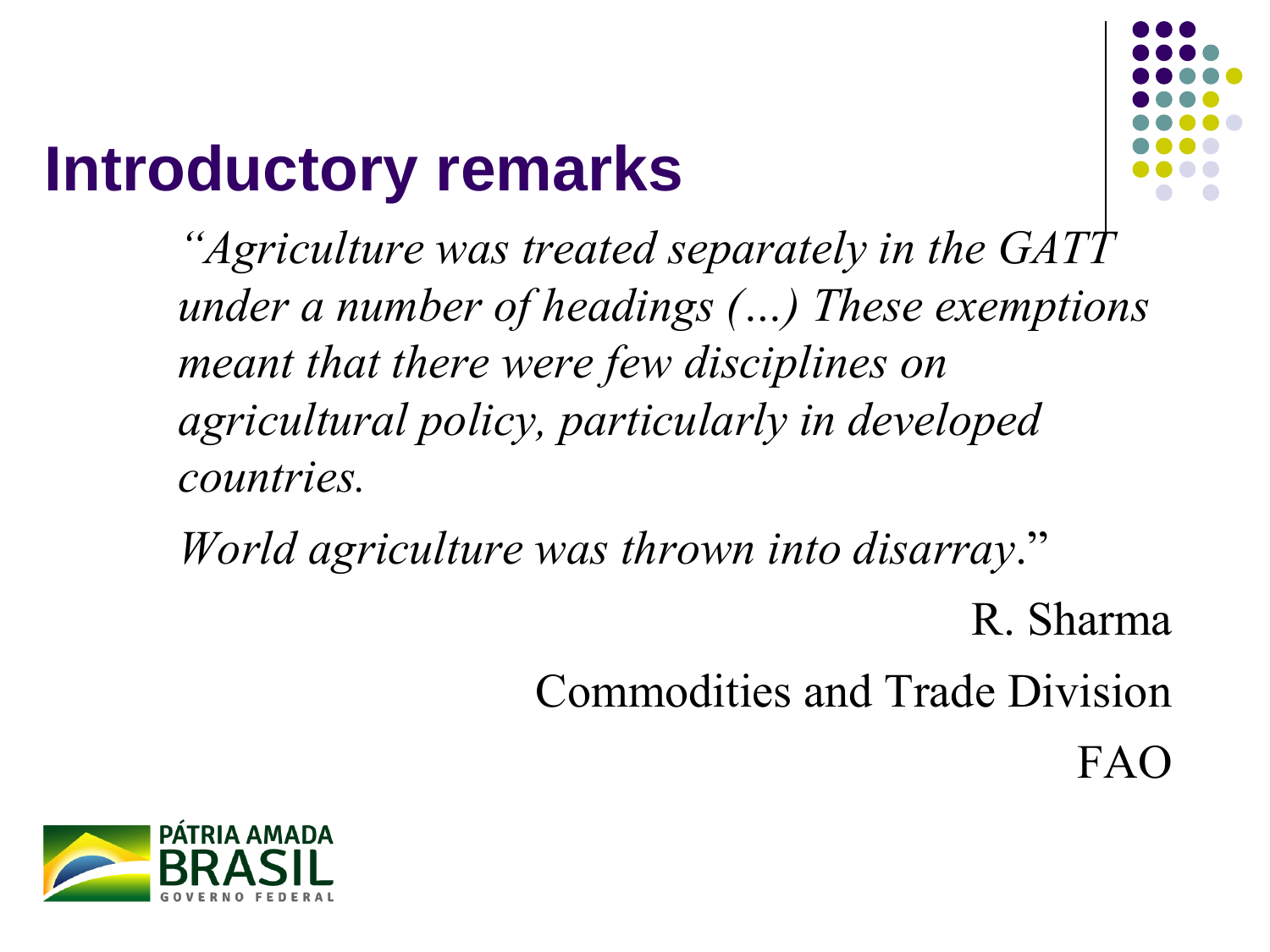# Introductory remarks

*"Agriculture was treated separately in the GATT under a number of headings (...) These exemptions meant that there were few disciplines on agricultural policy, particularly in developed countries.*

*World agriculture was thrown into disarray*."

R. Sharma

Commodities and Trade Division

FAO

PÁTRIA AMADA BRASIL GOVERNO FEDERAL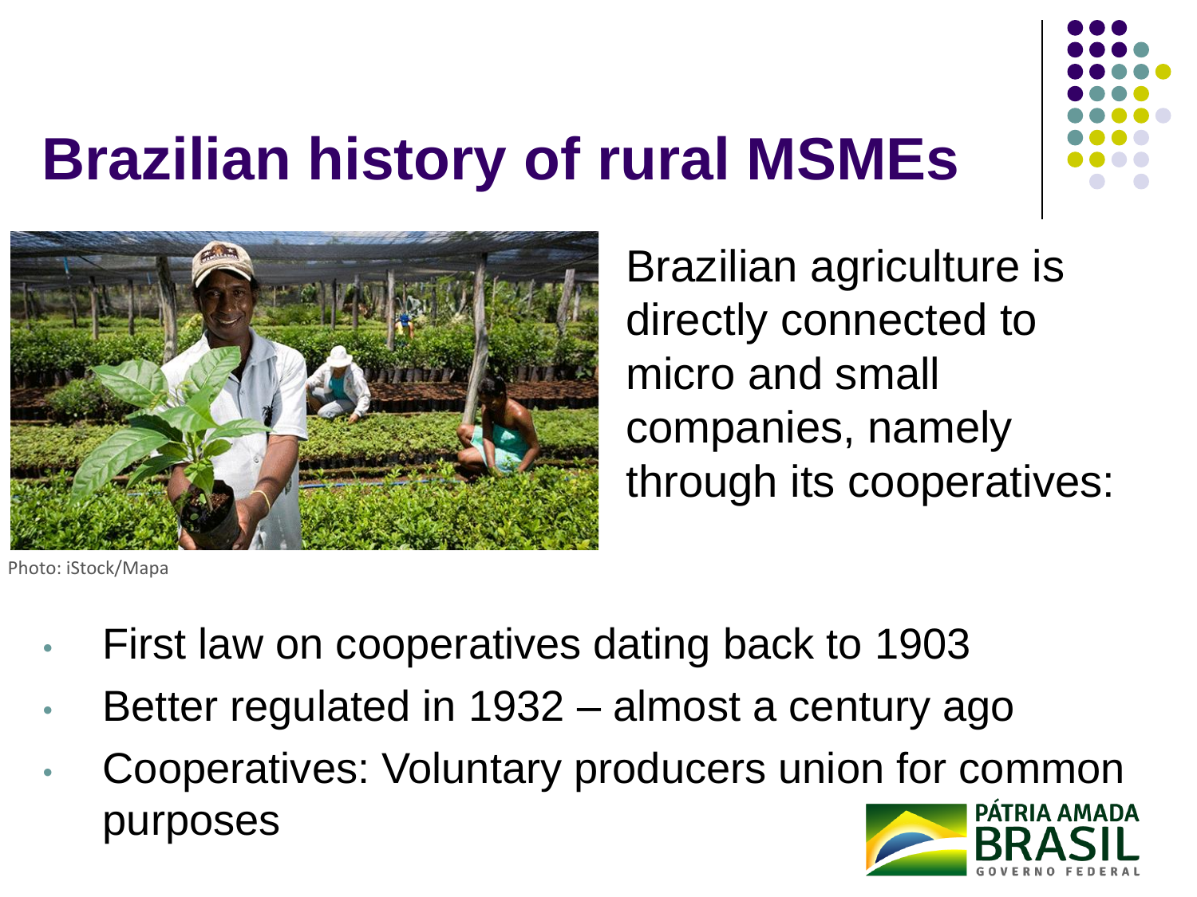# Brazilian history of rural MSMEs

Photo: iStock/Mapa

Brazilian agriculture is directly connected to micro and small companies, namely through its cooperatives:

- First law on cooperatives dating back to 1903
- Better regulated in 1932 – almost a century ago
- Cooperatives: Voluntary producers union for common purposes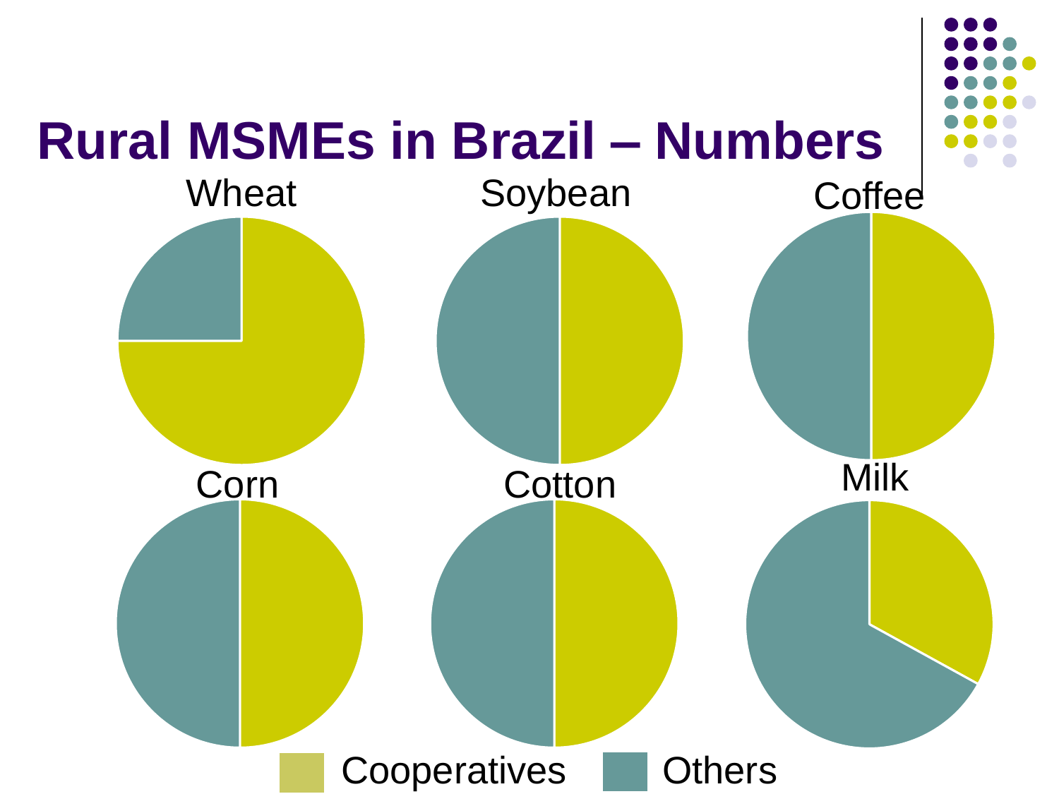# Rural MSMEs in Brazil – Numbers

Wheat

Soybean

Coffee

Corn

Cotton

Milk

Cooperatives Others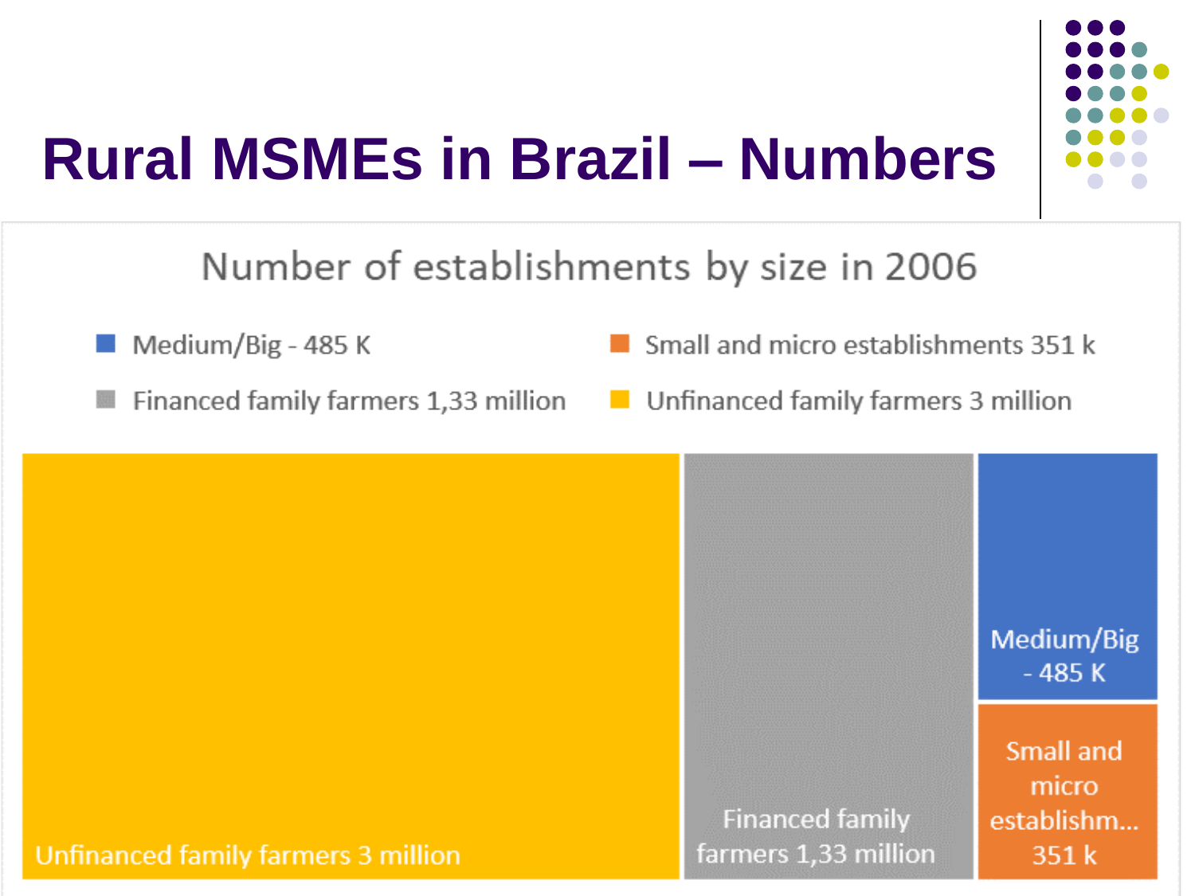# Rural MSMEs in Brazil – Numbers

Number of establishments by size in 2006

- Medium/Big - 485 K
- Small and micro establishments 351 k
- Financed family farmers 1,33 million
- Unfinanced family farmers 3 million

Unfinanced family farmers 3 million

Financed family farmers 1,33 million

Medium/Big - 485 K

Small and micro establishm... 351 k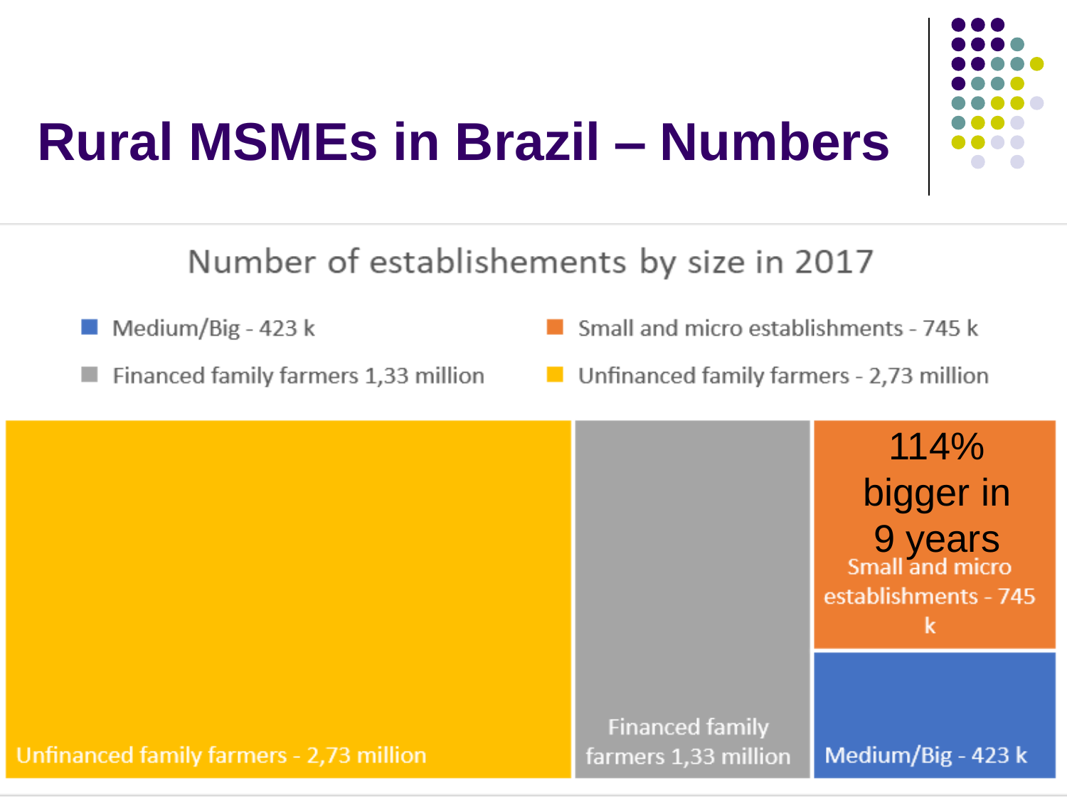# Rural MSMEs in Brazil – Numbers

Number of establishements by size in 2017

- Medium/Big - 423 k
- Small and micro establishments - 745 k
- Financed family farmers 1,33 million
- Unfinanced family farmers - 2,73 million

Unfinanced family farmers - 2,73 million

Financed family farmers 1,33 million

114% bigger in 9 years

Small and micro establishments - 745 k

Medium/Big - 423 k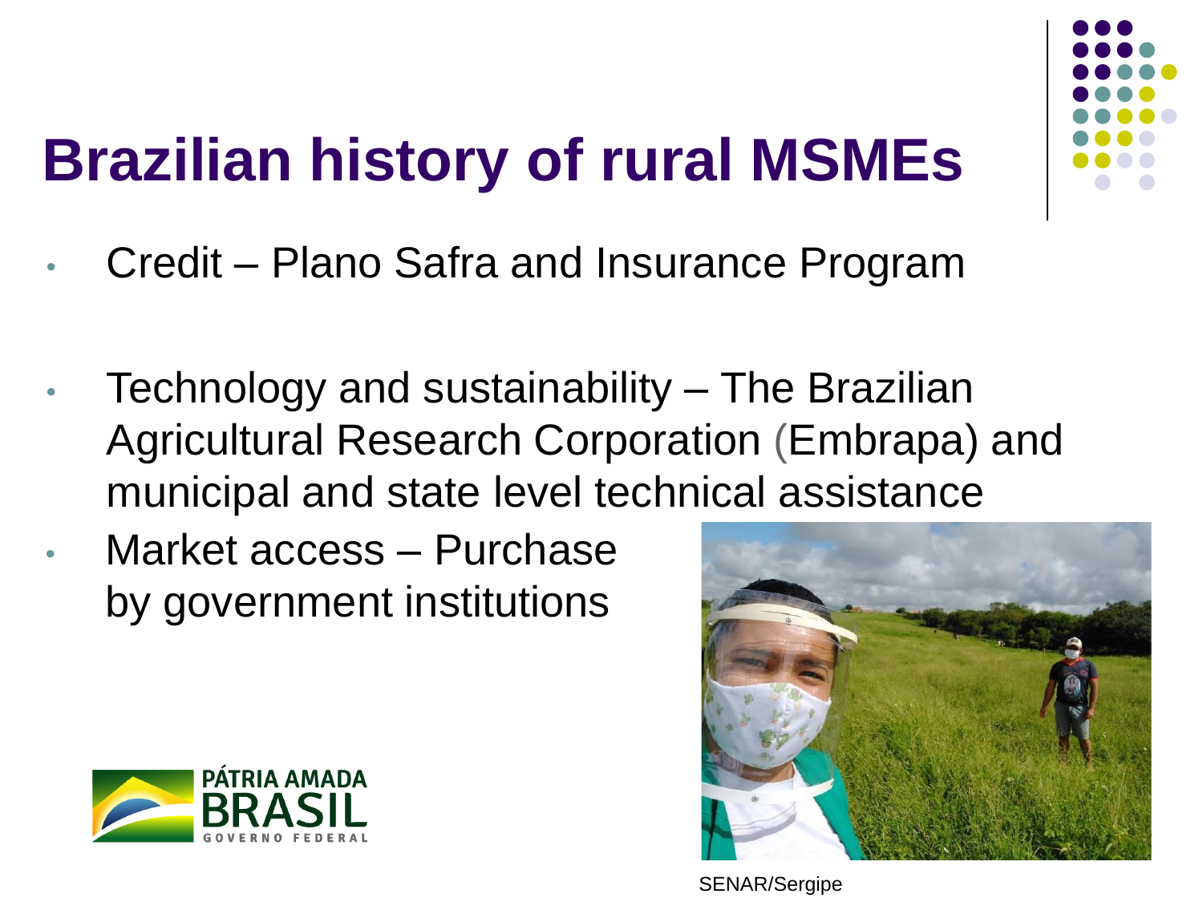# Brazilian history of rural MSMEs

- Credit – Plano Safra and Insurance Program
- Technology and sustainability – The Brazilian Agricultural Research Corporation (Embrapa) and municipal and state level technical assistance
- Market access – Purchase by government institutions

SENAR/Sergipe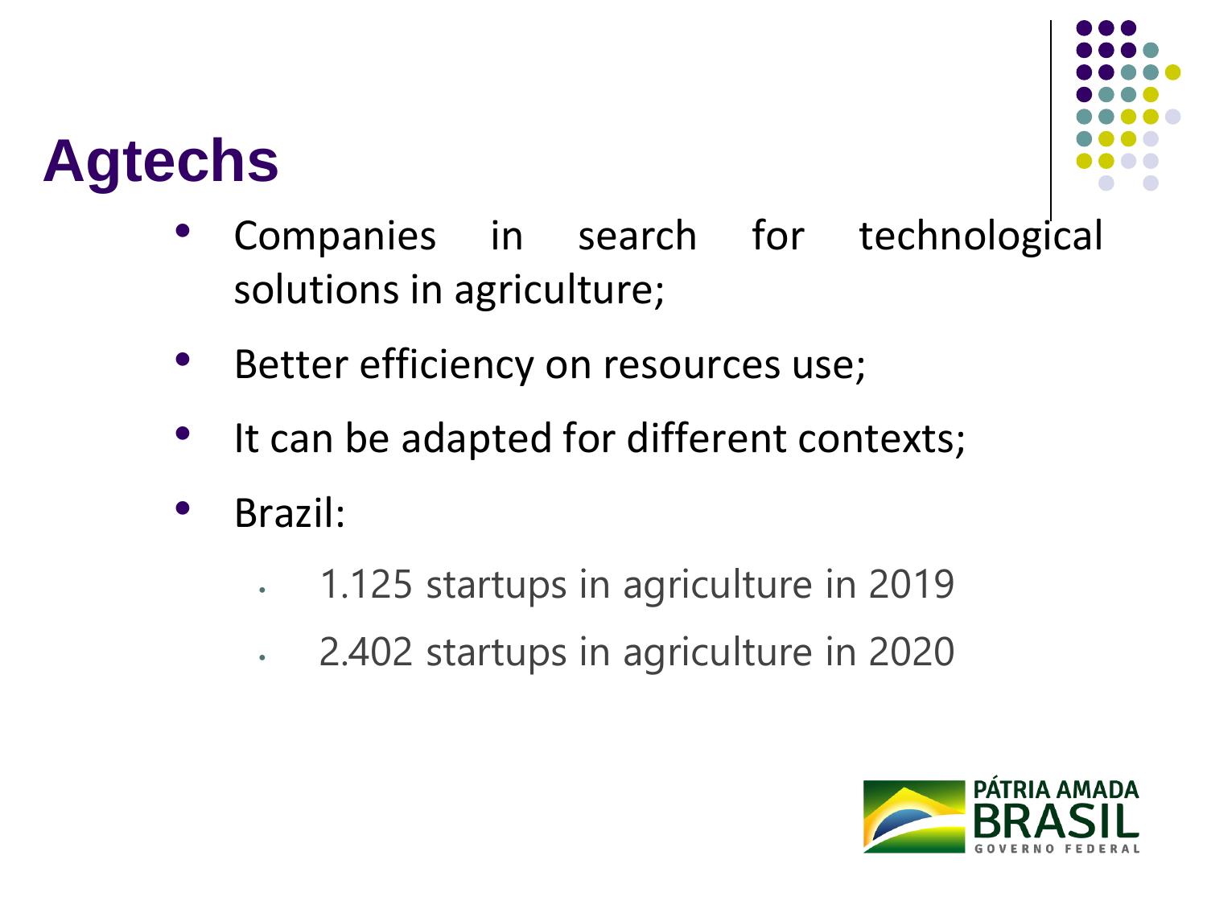# Agtechs

- Companies in search for technological solutions in agriculture;
- Better efficiency on resources use;
- It can be adapted for different contexts;
- Brazil:
  - 1.125 startups in agriculture in 2019
  - 2.402 startups in agriculture in 2020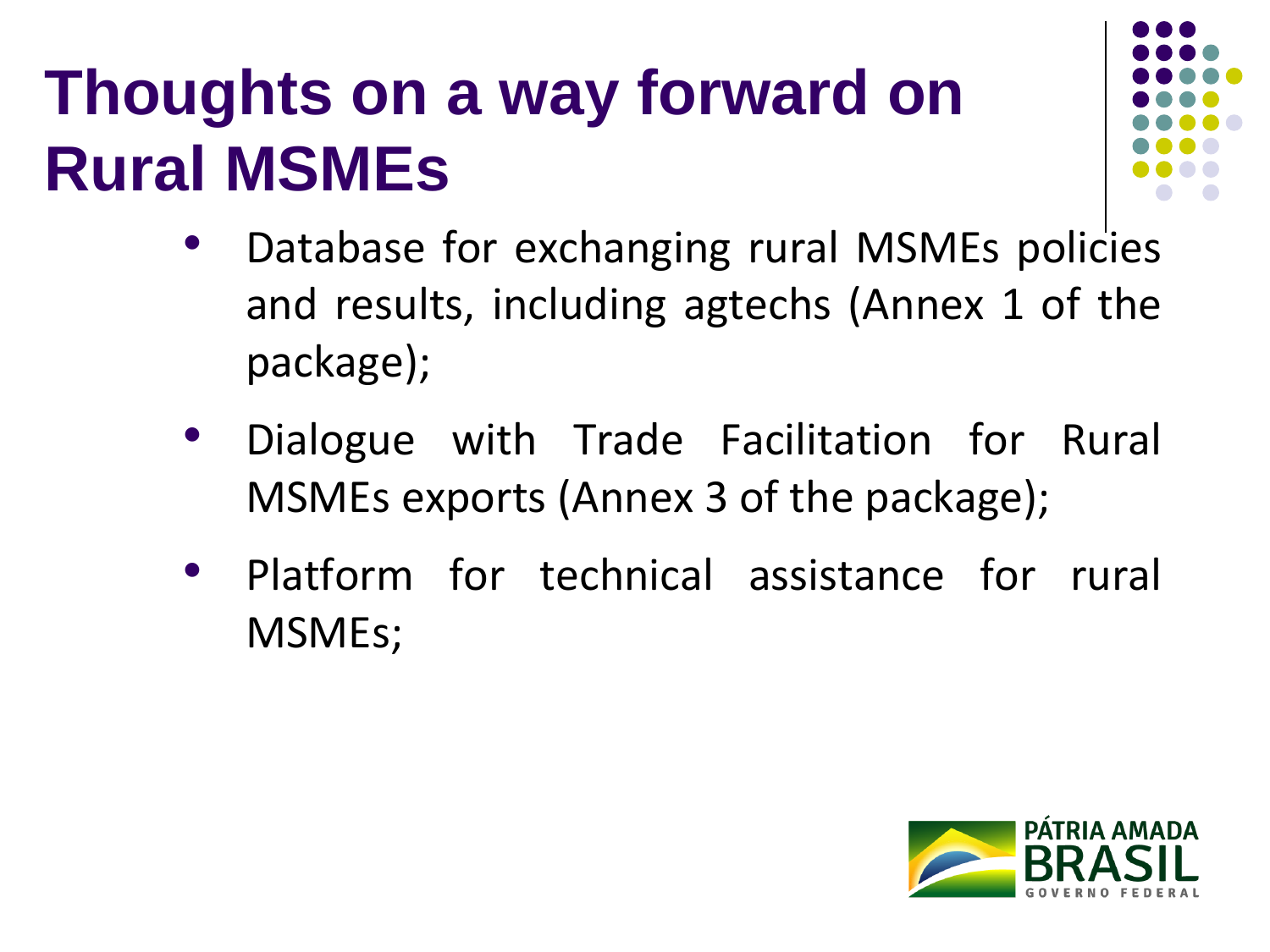# Thoughts on a way forward on Rural MSMEs

- Database for exchanging rural MSMEs policies and results, including agtechs (Annex 1 of the package);
- Dialogue with Trade Facilitation for Rural MSMEs exports (Annex 3 of the package);
- Platform for technical assistance for rural MSMEs;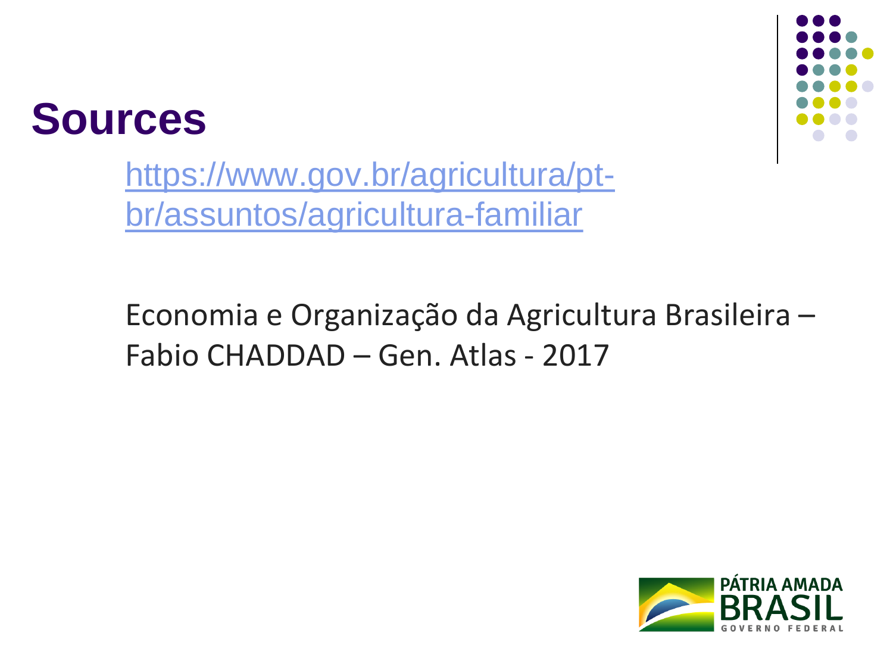# Sources

https://www.gov.br/agricultura/pt-br/assuntos/agricultura-familiar

Economia e Organização da Agricultura Brasileira – Fabio CHADDAD – Gen. Atlas - 2017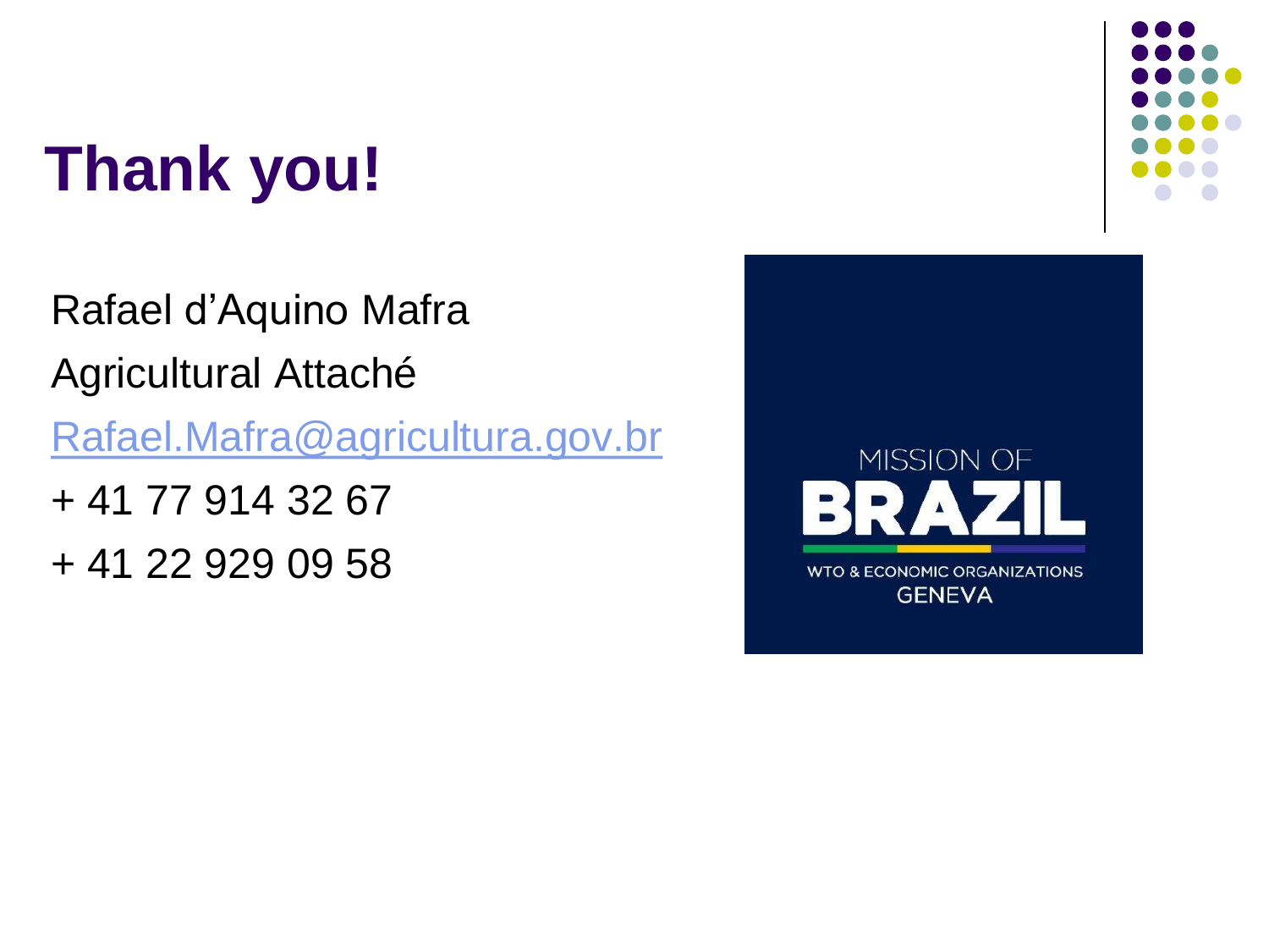# Thank you!

Rafael d'Aquino Mafra

Agricultural Attaché

Rafael.Mafra@agricultura.gov.br

+ 41 77 914 32 67

+ 41 22 929 09 58

MISSION OF

BRAZIL

WTO & ECONOMIC ORGANIZATIONS

GENEVA